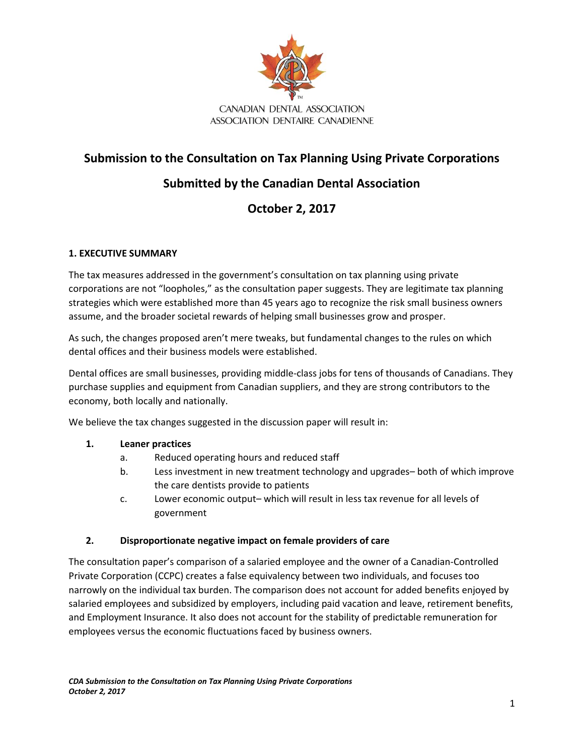CANADIAN DENTAL ASSOCIATION
ASSOCIATION DENTAIRE CANADIENNE

# Submission to the Consultation on Tax Planning Using Private Corporations

# Submitted by the Canadian Dental Association

# October 2, 2017

## 1. EXECUTIVE SUMMARY

The tax measures addressed in the government's consultation on tax planning using private corporations are not "loopholes," as the consultation paper suggests. They are legitimate tax planning strategies which were established more than 45 years ago to recognize the risk small business owners assume, and the broader societal rewards of helping small businesses grow and prosper.

As such, the changes proposed aren't mere tweaks, but fundamental changes to the rules on which dental offices and their business models were established.

Dental offices are small businesses, providing middle-class jobs for tens of thousands of Canadians. They purchase supplies and equipment from Canadian suppliers, and they are strong contributors to the economy, both locally and nationally.

We believe the tax changes suggested in the discussion paper will result in:

1. **Leaner practices**
   a. Reduced operating hours and reduced staff
   b. Less investment in new treatment technology and upgrades– both of which improve the care dentists provide to patients
   c. Lower economic output– which will result in less tax revenue for all levels of government

2. **Disproportionate negative impact on female providers of care**

The consultation paper's comparison of a salaried employee and the owner of a Canadian-Controlled Private Corporation (CCPC) creates a false equivalency between two individuals, and focuses too narrowly on the individual tax burden. The comparison does not account for added benefits enjoyed by salaried employees and subsidized by employers, including paid vacation and leave, retirement benefits, and Employment Insurance. It also does not account for the stability of predictable remuneration for employees versus the economic fluctuations faced by business owners.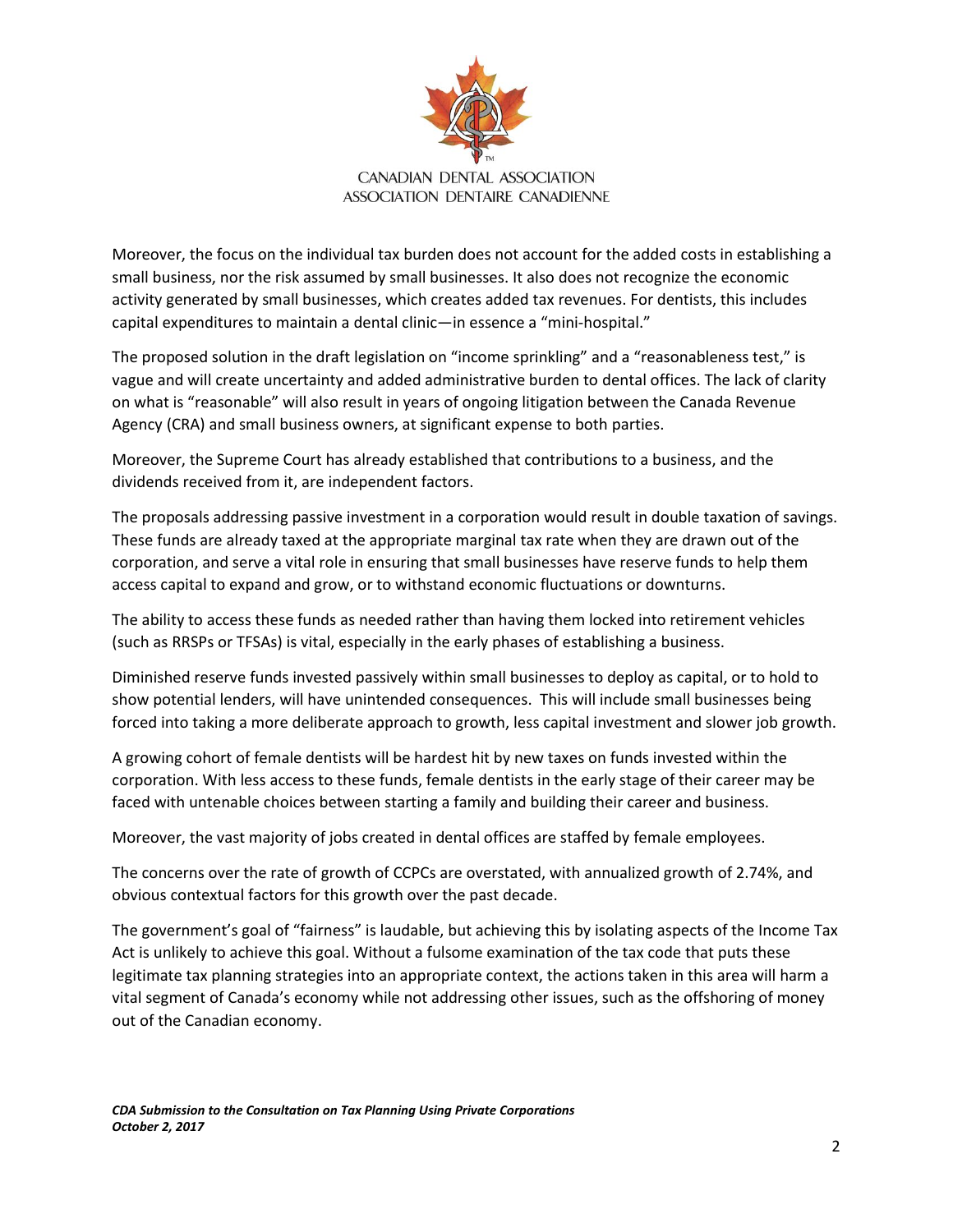Moreover, the focus on the individual tax burden does not account for the added costs in establishing a small business, nor the risk assumed by small businesses. It also does not recognize the economic activity generated by small businesses, which creates added tax revenues. For dentists, this includes capital expenditures to maintain a dental clinic—in essence a "mini-hospital."

The proposed solution in the draft legislation on "income sprinkling" and a "reasonableness test," is vague and will create uncertainty and added administrative burden to dental offices. The lack of clarity on what is "reasonable" will also result in years of ongoing litigation between the Canada Revenue Agency (CRA) and small business owners, at significant expense to both parties.

Moreover, the Supreme Court has already established that contributions to a business, and the dividends received from it, are independent factors.

The proposals addressing passive investment in a corporation would result in double taxation of savings. These funds are already taxed at the appropriate marginal tax rate when they are drawn out of the corporation, and serve a vital role in ensuring that small businesses have reserve funds to help them access capital to expand and grow, or to withstand economic fluctuations or downturns.

The ability to access these funds as needed rather than having them locked into retirement vehicles (such as RRSPs or TFSAs) is vital, especially in the early phases of establishing a business.

Diminished reserve funds invested passively within small businesses to deploy as capital, or to hold to show potential lenders, will have unintended consequences. This will include small businesses being forced into taking a more deliberate approach to growth, less capital investment and slower job growth.

A growing cohort of female dentists will be hardest hit by new taxes on funds invested within the corporation. With less access to these funds, female dentists in the early stage of their career may be faced with untenable choices between starting a family and building their career and business.

Moreover, the vast majority of jobs created in dental offices are staffed by female employees.

The concerns over the rate of growth of CCPCs are overstated, with annualized growth of 2.74%, and obvious contextual factors for this growth over the past decade.

The government's goal of "fairness" is laudable, but achieving this by isolating aspects of the Income Tax Act is unlikely to achieve this goal. Without a fulsome examination of the tax code that puts these legitimate tax planning strategies into an appropriate context, the actions taken in this area will harm a vital segment of Canada's economy while not addressing other issues, such as the offshoring of money out of the Canadian economy.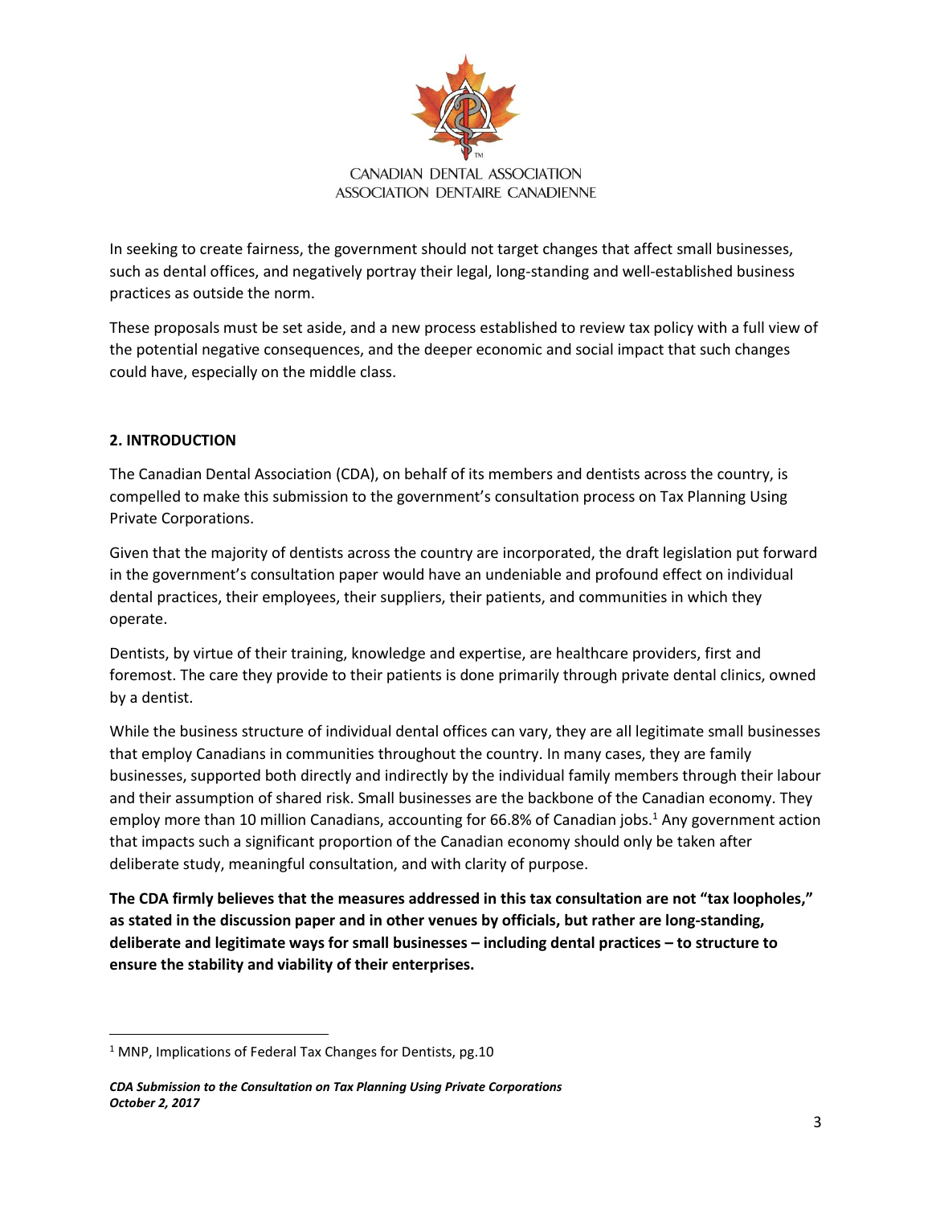In seeking to create fairness, the government should not target changes that affect small businesses, such as dental offices, and negatively portray their legal, long-standing and well-established business practices as outside the norm.

These proposals must be set aside, and a new process established to review tax policy with a full view of the potential negative consequences, and the deeper economic and social impact that such changes could have, especially on the middle class.

## 2. INTRODUCTION

The Canadian Dental Association (CDA), on behalf of its members and dentists across the country, is compelled to make this submission to the government's consultation process on Tax Planning Using Private Corporations.

Given that the majority of dentists across the country are incorporated, the draft legislation put forward in the government's consultation paper would have an undeniable and profound effect on individual dental practices, their employees, their suppliers, their patients, and communities in which they operate.

Dentists, by virtue of their training, knowledge and expertise, are healthcare providers, first and foremost. The care they provide to their patients is done primarily through private dental clinics, owned by a dentist.

While the business structure of individual dental offices can vary, they are all legitimate small businesses that employ Canadians in communities throughout the country. In many cases, they are family businesses, supported both directly and indirectly by the individual family members through their labour and their assumption of shared risk. Small businesses are the backbone of the Canadian economy. They employ more than 10 million Canadians, accounting for 66.8% of Canadian jobs.[1] Any government action that impacts such a significant proportion of the Canadian economy should only be taken after deliberate study, meaningful consultation, and with clarity of purpose.

**The CDA firmly believes that the measures addressed in this tax consultation are not "tax loopholes," as stated in the discussion paper and in other venues by officials, but rather are long-standing, deliberate and legitimate ways for small businesses – including dental practices – to structure to ensure the stability and viability of their enterprises.**

---

[1] MNP, Implications of Federal Tax Changes for Dentists, pg.10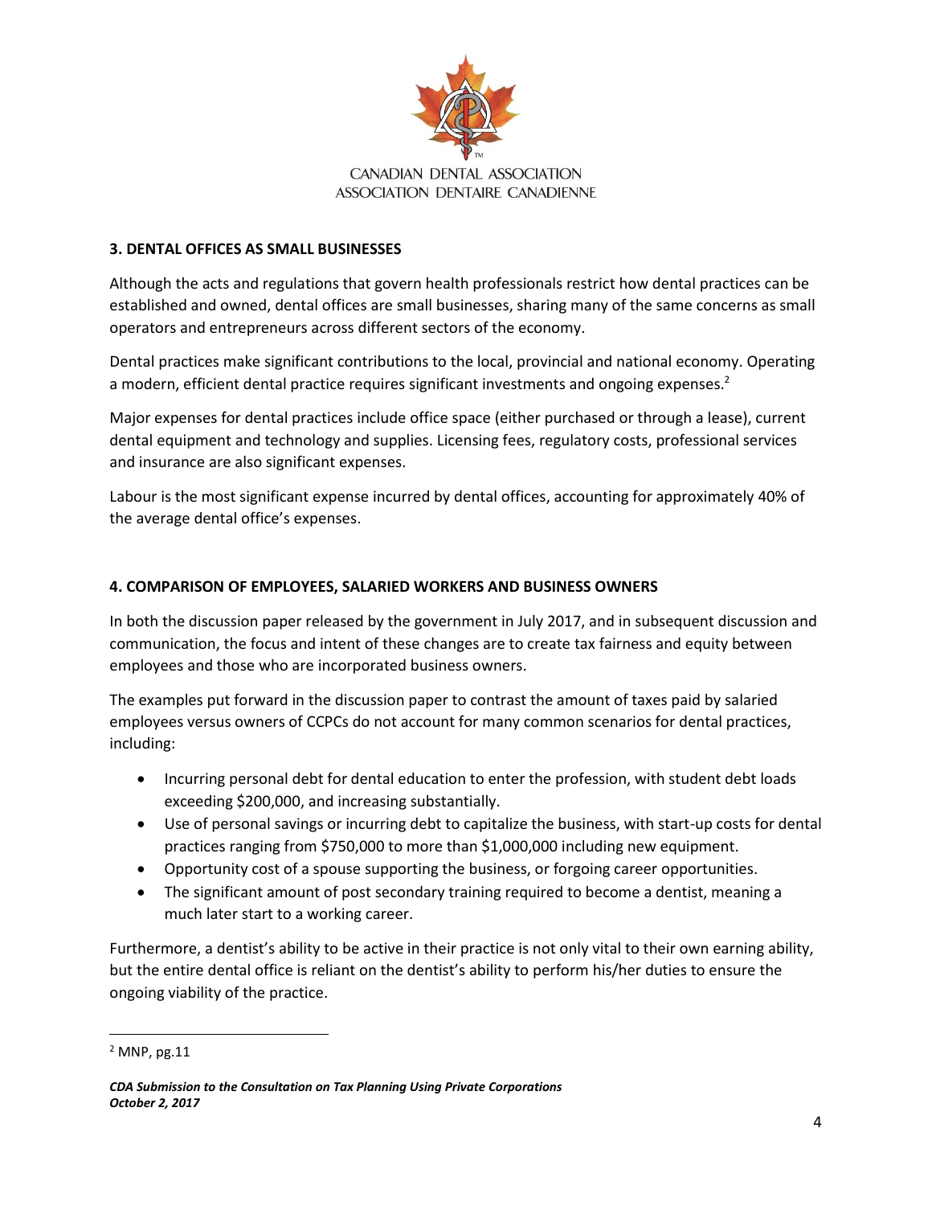CANADIAN DENTAL ASSOCIATION
ASSOCIATION DENTAIRE CANADIENNE

## 3. DENTAL OFFICES AS SMALL BUSINESSES

Although the acts and regulations that govern health professionals restrict how dental practices can be established and owned, dental offices are small businesses, sharing many of the same concerns as small operators and entrepreneurs across different sectors of the economy.

Dental practices make significant contributions to the local, provincial and national economy. Operating a modern, efficient dental practice requires significant investments and ongoing expenses.[2]

Major expenses for dental practices include office space (either purchased or through a lease), current dental equipment and technology and supplies. Licensing fees, regulatory costs, professional services and insurance are also significant expenses.

Labour is the most significant expense incurred by dental offices, accounting for approximately 40% of the average dental office's expenses.

## 4. COMPARISON OF EMPLOYEES, SALARIED WORKERS AND BUSINESS OWNERS

In both the discussion paper released by the government in July 2017, and in subsequent discussion and communication, the focus and intent of these changes are to create tax fairness and equity between employees and those who are incorporated business owners.

The examples put forward in the discussion paper to contrast the amount of taxes paid by salaried employees versus owners of CCPCs do not account for many common scenarios for dental practices, including:

- Incurring personal debt for dental education to enter the profession, with student debt loads exceeding $200,000, and increasing substantially.
- Use of personal savings or incurring debt to capitalize the business, with start-up costs for dental practices ranging from $750,000 to more than $1,000,000 including new equipment.
- Opportunity cost of a spouse supporting the business, or forgoing career opportunities.
- The significant amount of post secondary training required to become a dentist, meaning a much later start to a working career.

Furthermore, a dentist's ability to be active in their practice is not only vital to their own earning ability, but the entire dental office is reliant on the dentist's ability to perform his/her duties to ensure the ongoing viability of the practice.

---

[2] MNP, pg.11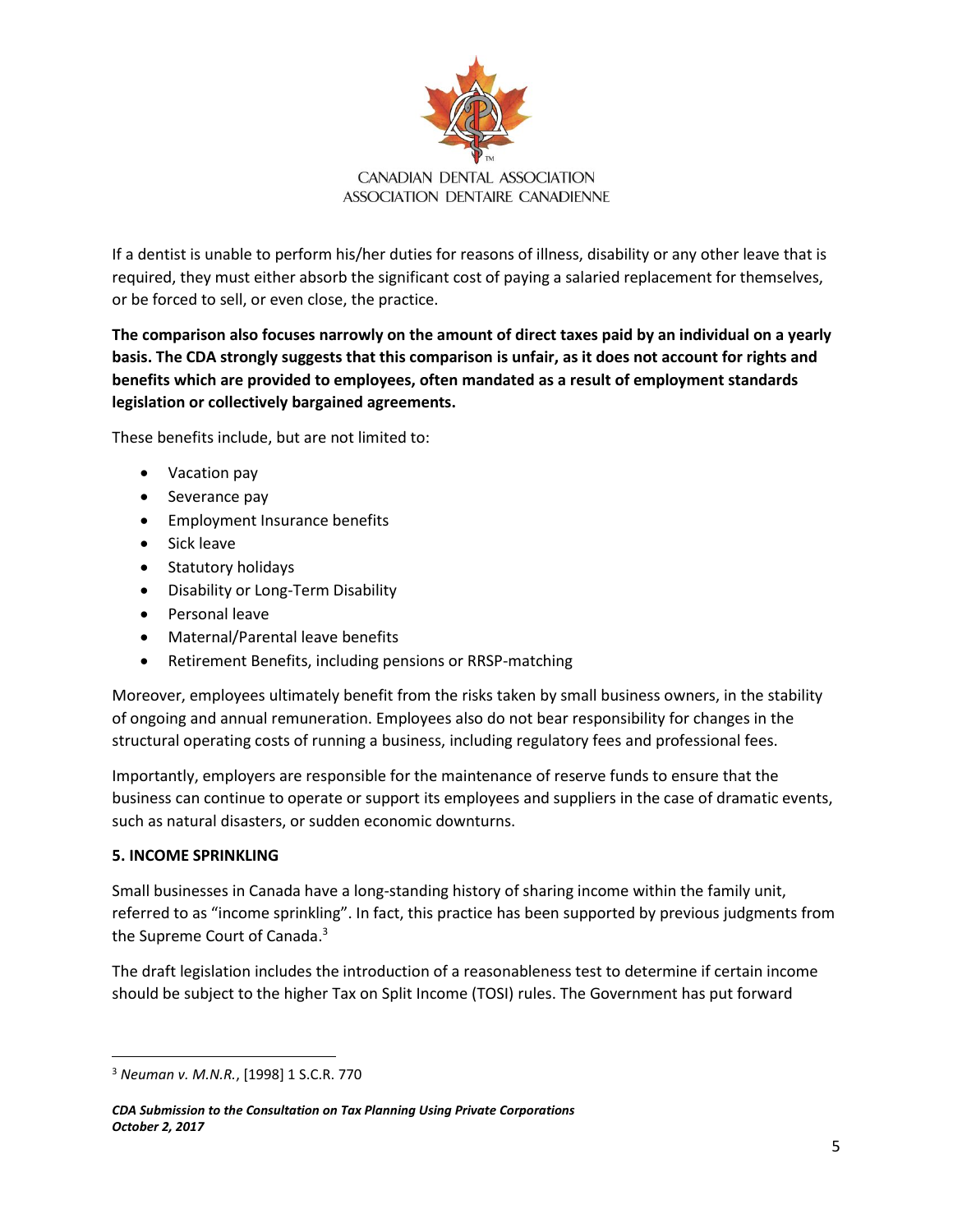If a dentist is unable to perform his/her duties for reasons of illness, disability or any other leave that is required, they must either absorb the significant cost of paying a salaried replacement for themselves, or be forced to sell, or even close, the practice.

**The comparison also focuses narrowly on the amount of direct taxes paid by an individual on a yearly basis. The CDA strongly suggests that this comparison is unfair, as it does not account for rights and benefits which are provided to employees, often mandated as a result of employment standards legislation or collectively bargained agreements.**

These benefits include, but are not limited to:

- Vacation pay
- Severance pay
- Employment Insurance benefits
- Sick leave
- Statutory holidays
- Disability or Long-Term Disability
- Personal leave
- Maternal/Parental leave benefits
- Retirement Benefits, including pensions or RRSP-matching

Moreover, employees ultimately benefit from the risks taken by small business owners, in the stability of ongoing and annual remuneration. Employees also do not bear responsibility for changes in the structural operating costs of running a business, including regulatory fees and professional fees.

Importantly, employers are responsible for the maintenance of reserve funds to ensure that the business can continue to operate or support its employees and suppliers in the case of dramatic events, such as natural disasters, or sudden economic downturns.

### 5. INCOME SPRINKLING

Small businesses in Canada have a long-standing history of sharing income within the family unit, referred to as "income sprinkling". In fact, this practice has been supported by previous judgments from the Supreme Court of Canada.[3]

The draft legislation includes the introduction of a reasonableness test to determine if certain income should be subject to the higher Tax on Split Income (TOSI) rules. The Government has put forward

[3] *Neuman v. M.N.R.*, [1998] 1 S.C.R. 770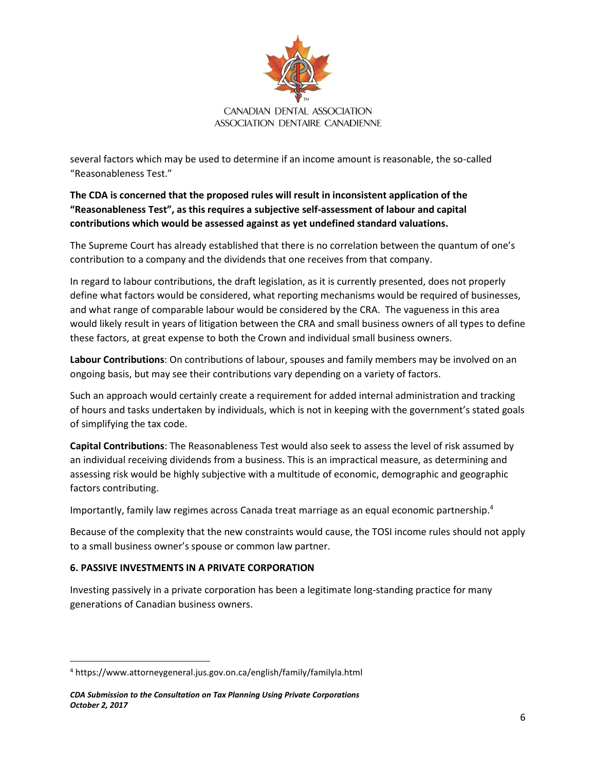several factors which may be used to determine if an income amount is reasonable, the so-called "Reasonableness Test."

**The CDA is concerned that the proposed rules will result in inconsistent application of the "Reasonableness Test", as this requires a subjective self-assessment of labour and capital contributions which would be assessed against as yet undefined standard valuations.**

The Supreme Court has already established that there is no correlation between the quantum of one's contribution to a company and the dividends that one receives from that company.

In regard to labour contributions, the draft legislation, as it is currently presented, does not properly define what factors would be considered, what reporting mechanisms would be required of businesses, and what range of comparable labour would be considered by the CRA. The vagueness in this area would likely result in years of litigation between the CRA and small business owners of all types to define these factors, at great expense to both the Crown and individual small business owners.

**Labour Contributions**: On contributions of labour, spouses and family members may be involved on an ongoing basis, but may see their contributions vary depending on a variety of factors.

Such an approach would certainly create a requirement for added internal administration and tracking of hours and tasks undertaken by individuals, which is not in keeping with the government's stated goals of simplifying the tax code.

**Capital Contributions**: The Reasonableness Test would also seek to assess the level of risk assumed by an individual receiving dividends from a business. This is an impractical measure, as determining and assessing risk would be highly subjective with a multitude of economic, demographic and geographic factors contributing.

Importantly, family law regimes across Canada treat marriage as an equal economic partnership.[4]

Because of the complexity that the new constraints would cause, the TOSI income rules should not apply to a small business owner's spouse or common law partner.

**6. PASSIVE INVESTMENTS IN A PRIVATE CORPORATION**

Investing passively in a private corporation has been a legitimate long-standing practice for many generations of Canadian business owners.

---

[4] https://www.attorneygeneral.jus.gov.on.ca/english/family/familyla.html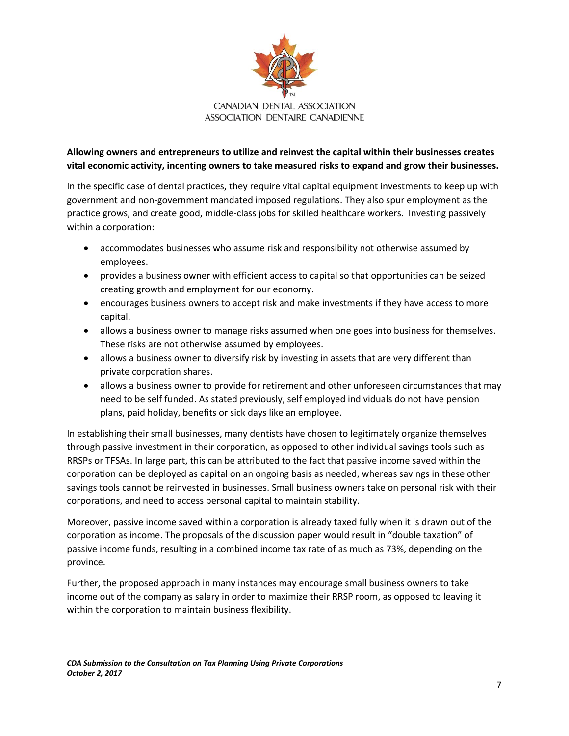**Allowing owners and entrepreneurs to utilize and reinvest the capital within their businesses creates vital economic activity, incenting owners to take measured risks to expand and grow their businesses.**

In the specific case of dental practices, they require vital capital equipment investments to keep up with government and non-government mandated imposed regulations. They also spur employment as the practice grows, and create good, middle-class jobs for skilled healthcare workers. Investing passively within a corporation:

- accommodates businesses who assume risk and responsibility not otherwise assumed by employees.
- provides a business owner with efficient access to capital so that opportunities can be seized creating growth and employment for our economy.
- encourages business owners to accept risk and make investments if they have access to more capital.
- allows a business owner to manage risks assumed when one goes into business for themselves. These risks are not otherwise assumed by employees.
- allows a business owner to diversify risk by investing in assets that are very different than private corporation shares.
- allows a business owner to provide for retirement and other unforeseen circumstances that may need to be self funded. As stated previously, self employed individuals do not have pension plans, paid holiday, benefits or sick days like an employee.

In establishing their small businesses, many dentists have chosen to legitimately organize themselves through passive investment in their corporation, as opposed to other individual savings tools such as RRSPs or TFSAs. In large part, this can be attributed to the fact that passive income saved within the corporation can be deployed as capital on an ongoing basis as needed, whereas savings in these other savings tools cannot be reinvested in businesses. Small business owners take on personal risk with their corporations, and need to access personal capital to maintain stability.

Moreover, passive income saved within a corporation is already taxed fully when it is drawn out of the corporation as income. The proposals of the discussion paper would result in "double taxation" of passive income funds, resulting in a combined income tax rate of as much as 73%, depending on the province.

Further, the proposed approach in many instances may encourage small business owners to take income out of the company as salary in order to maximize their RRSP room, as opposed to leaving it within the corporation to maintain business flexibility.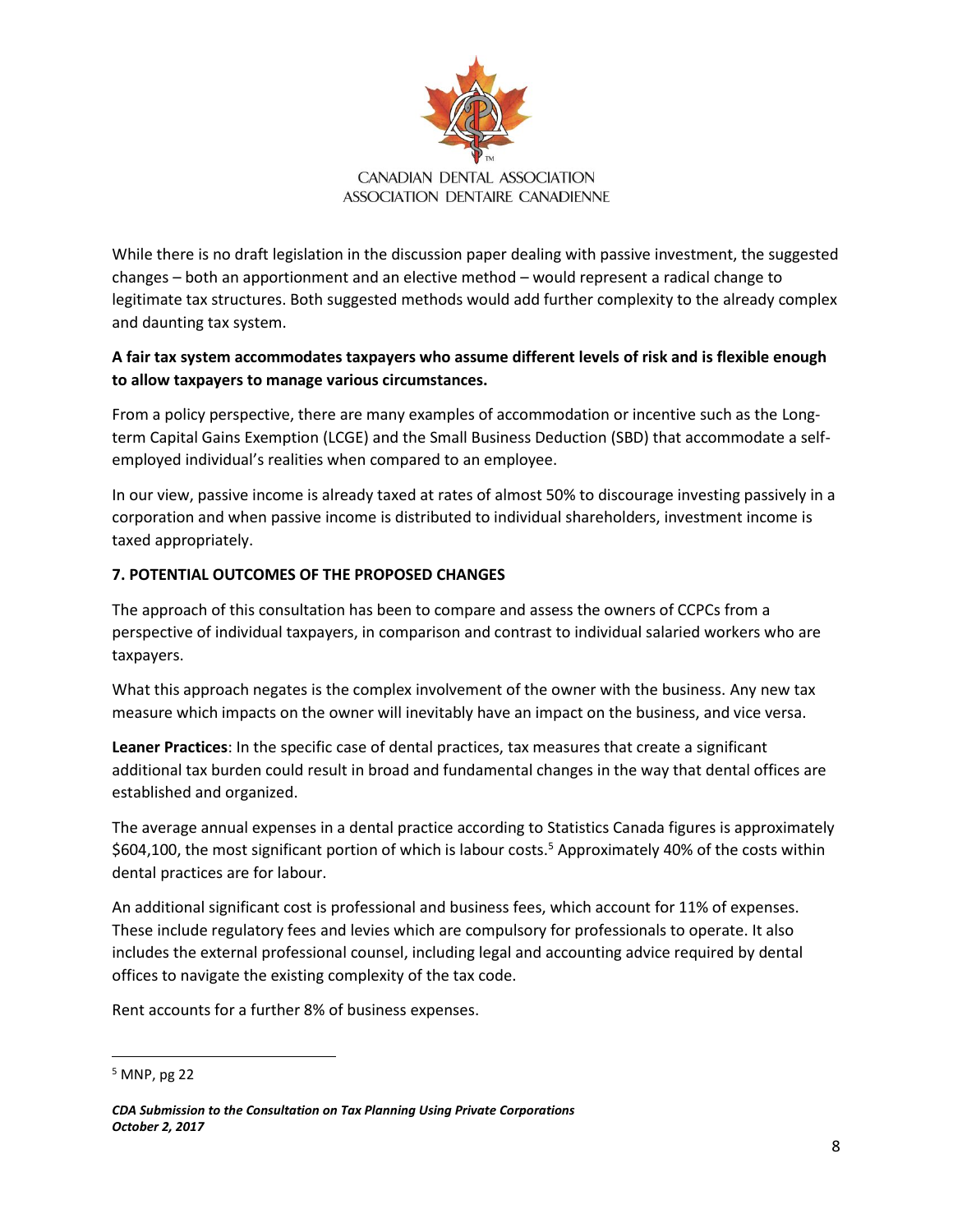While there is no draft legislation in the discussion paper dealing with passive investment, the suggested changes – both an apportionment and an elective method – would represent a radical change to legitimate tax structures. Both suggested methods would add further complexity to the already complex and daunting tax system.

**A fair tax system accommodates taxpayers who assume different levels of risk and is flexible enough to allow taxpayers to manage various circumstances.**

From a policy perspective, there are many examples of accommodation or incentive such as the Long-term Capital Gains Exemption (LCGE) and the Small Business Deduction (SBD) that accommodate a self-employed individual's realities when compared to an employee.

In our view, passive income is already taxed at rates of almost 50% to discourage investing passively in a corporation and when passive income is distributed to individual shareholders, investment income is taxed appropriately.

## 7. POTENTIAL OUTCOMES OF THE PROPOSED CHANGES

The approach of this consultation has been to compare and assess the owners of CCPCs from a perspective of individual taxpayers, in comparison and contrast to individual salaried workers who are taxpayers.

What this approach negates is the complex involvement of the owner with the business. Any new tax measure which impacts on the owner will inevitably have an impact on the business, and vice versa.

**Leaner Practices**: In the specific case of dental practices, tax measures that create a significant additional tax burden could result in broad and fundamental changes in the way that dental offices are established and organized.

The average annual expenses in a dental practice according to Statistics Canada figures is approximately $604,100, the most significant portion of which is labour costs.[5] Approximately 40% of the costs within dental practices are for labour.

An additional significant cost is professional and business fees, which account for 11% of expenses. These include regulatory fees and levies which are compulsory for professionals to operate. It also includes the external professional counsel, including legal and accounting advice required by dental offices to navigate the existing complexity of the tax code.

Rent accounts for a further 8% of business expenses.

[5] MNP, pg 22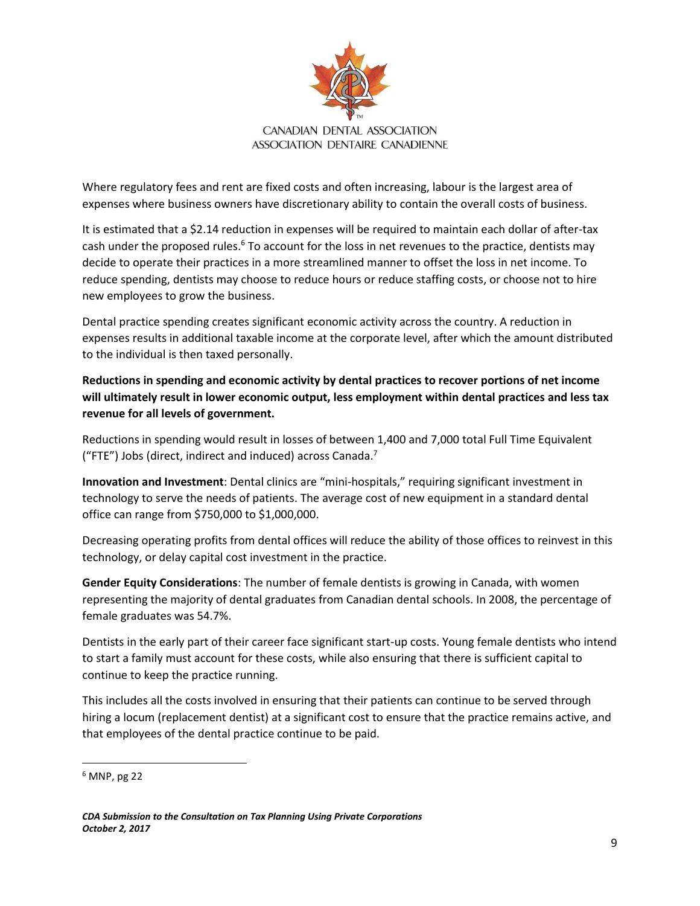Where regulatory fees and rent are fixed costs and often increasing, labour is the largest area of expenses where business owners have discretionary ability to contain the overall costs of business.

It is estimated that a $2.14 reduction in expenses will be required to maintain each dollar of after-tax cash under the proposed rules.[6] To account for the loss in net revenues to the practice, dentists may decide to operate their practices in a more streamlined manner to offset the loss in net income. To reduce spending, dentists may choose to reduce hours or reduce staffing costs, or choose not to hire new employees to grow the business.

Dental practice spending creates significant economic activity across the country. A reduction in expenses results in additional taxable income at the corporate level, after which the amount distributed to the individual is then taxed personally.

**Reductions in spending and economic activity by dental practices to recover portions of net income will ultimately result in lower economic output, less employment within dental practices and less tax revenue for all levels of government.**

Reductions in spending would result in losses of between 1,400 and 7,000 total Full Time Equivalent ("FTE") Jobs (direct, indirect and induced) across Canada.[7]

**Innovation and Investment**: Dental clinics are "mini-hospitals," requiring significant investment in technology to serve the needs of patients. The average cost of new equipment in a standard dental office can range from $750,000 to $1,000,000.

Decreasing operating profits from dental offices will reduce the ability of those offices to reinvest in this technology, or delay capital cost investment in the practice.

**Gender Equity Considerations**: The number of female dentists is growing in Canada, with women representing the majority of dental graduates from Canadian dental schools. In 2008, the percentage of female graduates was 54.7%.

Dentists in the early part of their career face significant start-up costs. Young female dentists who intend to start a family must account for these costs, while also ensuring that there is sufficient capital to continue to keep the practice running.

This includes all the costs involved in ensuring that their patients can continue to be served through hiring a locum (replacement dentist) at a significant cost to ensure that the practice remains active, and that employees of the dental practice continue to be paid.

---

[6] MNP, pg 22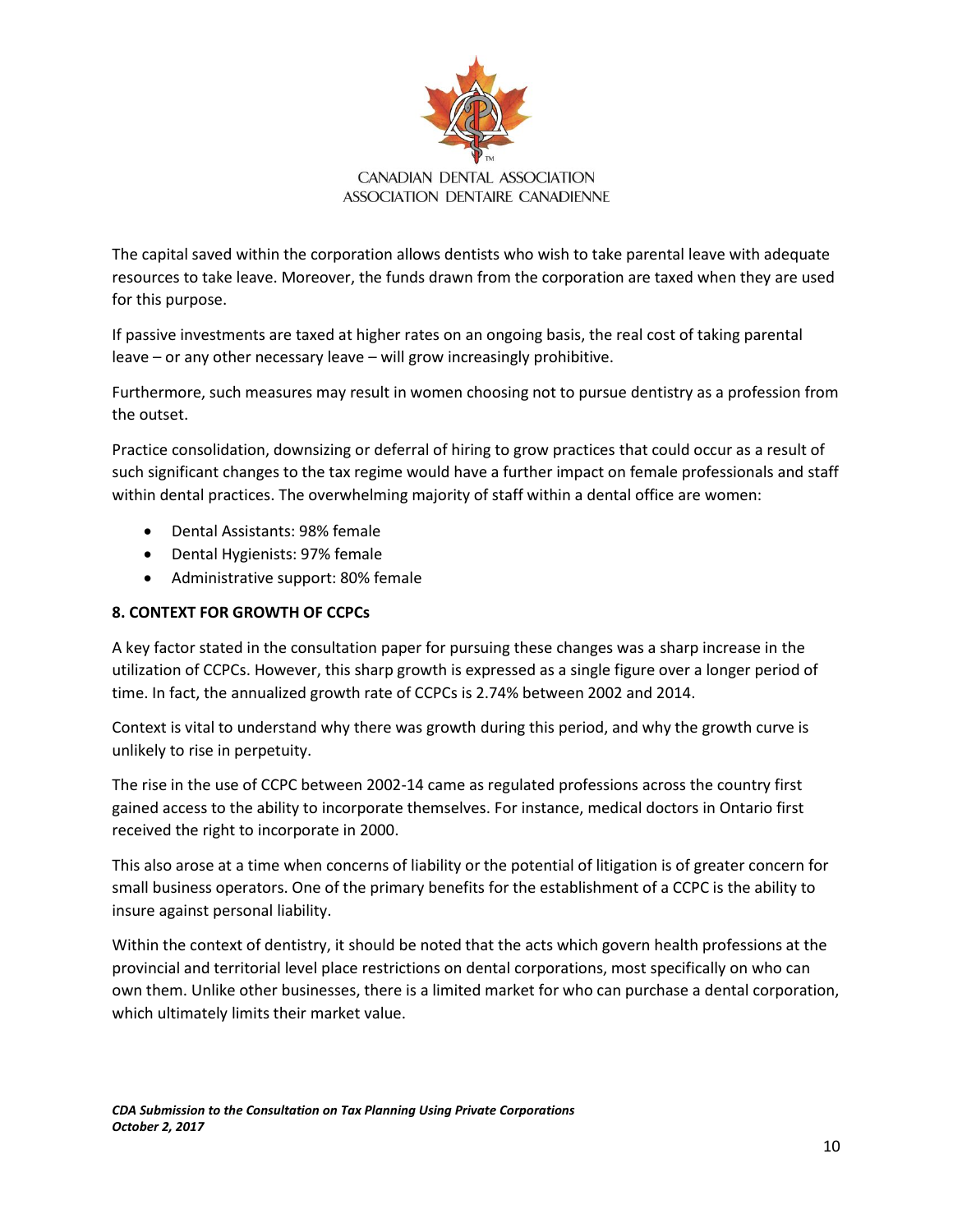The capital saved within the corporation allows dentists who wish to take parental leave with adequate resources to take leave. Moreover, the funds drawn from the corporation are taxed when they are used for this purpose.

If passive investments are taxed at higher rates on an ongoing basis, the real cost of taking parental leave – or any other necessary leave – will grow increasingly prohibitive.

Furthermore, such measures may result in women choosing not to pursue dentistry as a profession from the outset.

Practice consolidation, downsizing or deferral of hiring to grow practices that could occur as a result of such significant changes to the tax regime would have a further impact on female professionals and staff within dental practices. The overwhelming majority of staff within a dental office are women:

- Dental Assistants: 98% female
- Dental Hygienists: 97% female
- Administrative support: 80% female

**8. CONTEXT FOR GROWTH OF CCPCs**

A key factor stated in the consultation paper for pursuing these changes was a sharp increase in the utilization of CCPCs. However, this sharp growth is expressed as a single figure over a longer period of time. In fact, the annualized growth rate of CCPCs is 2.74% between 2002 and 2014.

Context is vital to understand why there was growth during this period, and why the growth curve is unlikely to rise in perpetuity.

The rise in the use of CCPC between 2002-14 came as regulated professions across the country first gained access to the ability to incorporate themselves. For instance, medical doctors in Ontario first received the right to incorporate in 2000.

This also arose at a time when concerns of liability or the potential of litigation is of greater concern for small business operators. One of the primary benefits for the establishment of a CCPC is the ability to insure against personal liability.

Within the context of dentistry, it should be noted that the acts which govern health professions at the provincial and territorial level place restrictions on dental corporations, most specifically on who can own them. Unlike other businesses, there is a limited market for who can purchase a dental corporation, which ultimately limits their market value.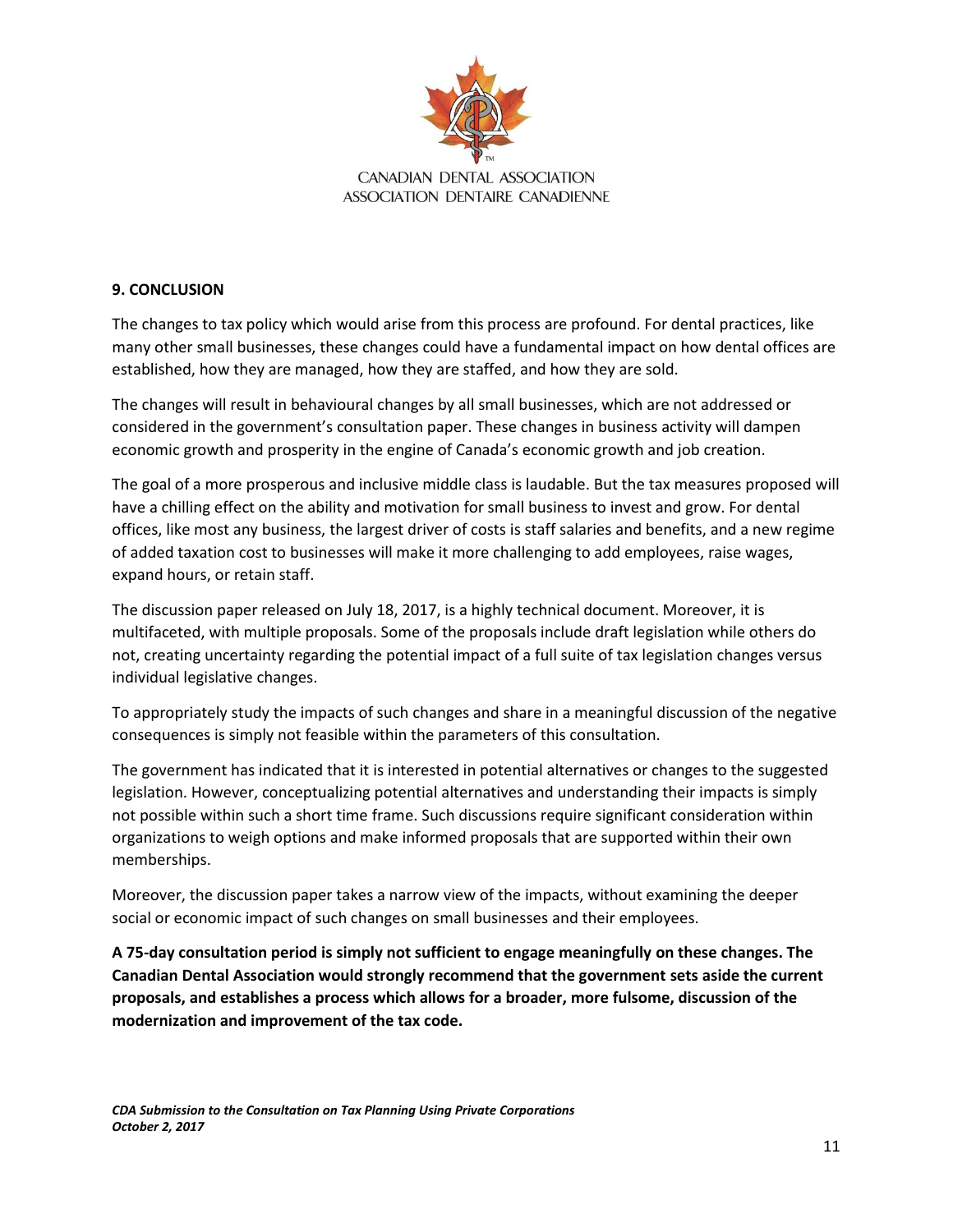## 9. CONCLUSION

The changes to tax policy which would arise from this process are profound. For dental practices, like many other small businesses, these changes could have a fundamental impact on how dental offices are established, how they are managed, how they are staffed, and how they are sold.

The changes will result in behavioural changes by all small businesses, which are not addressed or considered in the government's consultation paper. These changes in business activity will dampen economic growth and prosperity in the engine of Canada's economic growth and job creation.

The goal of a more prosperous and inclusive middle class is laudable. But the tax measures proposed will have a chilling effect on the ability and motivation for small business to invest and grow. For dental offices, like most any business, the largest driver of costs is staff salaries and benefits, and a new regime of added taxation cost to businesses will make it more challenging to add employees, raise wages, expand hours, or retain staff.

The discussion paper released on July 18, 2017, is a highly technical document. Moreover, it is multifaceted, with multiple proposals. Some of the proposals include draft legislation while others do not, creating uncertainty regarding the potential impact of a full suite of tax legislation changes versus individual legislative changes.

To appropriately study the impacts of such changes and share in a meaningful discussion of the negative consequences is simply not feasible within the parameters of this consultation.

The government has indicated that it is interested in potential alternatives or changes to the suggested legislation. However, conceptualizing potential alternatives and understanding their impacts is simply not possible within such a short time frame. Such discussions require significant consideration within organizations to weigh options and make informed proposals that are supported within their own memberships.

Moreover, the discussion paper takes a narrow view of the impacts, without examining the deeper social or economic impact of such changes on small businesses and their employees.

**A 75-day consultation period is simply not sufficient to engage meaningfully on these changes. The Canadian Dental Association would strongly recommend that the government sets aside the current proposals, and establishes a process which allows for a broader, more fulsome, discussion of the modernization and improvement of the tax code.**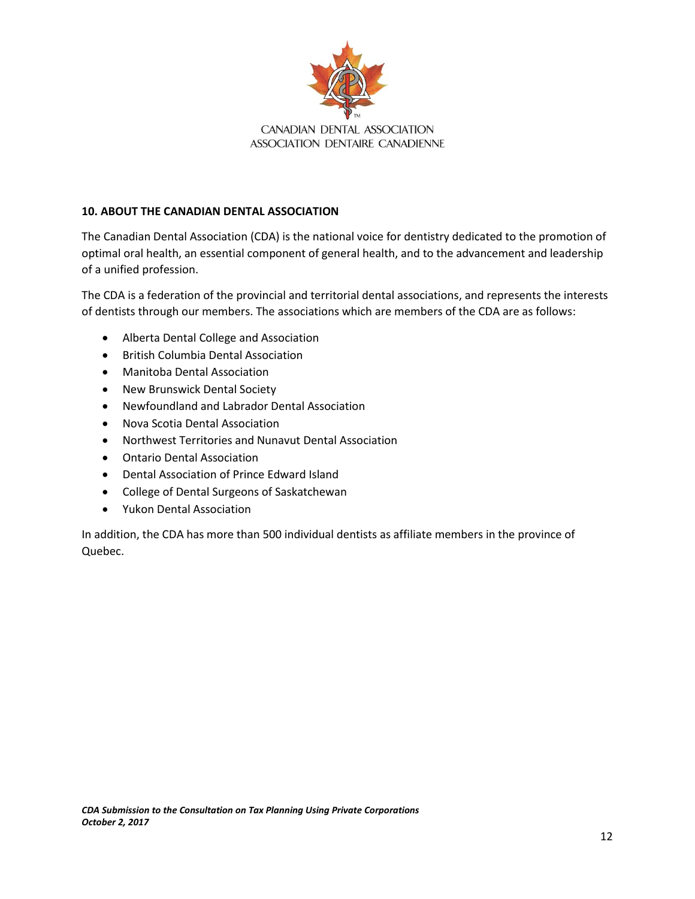CANADIAN DENTAL ASSOCIATION
ASSOCIATION DENTAIRE CANADIENNE

## 10. ABOUT THE CANADIAN DENTAL ASSOCIATION

The Canadian Dental Association (CDA) is the national voice for dentistry dedicated to the promotion of optimal oral health, an essential component of general health, and to the advancement and leadership of a unified profession.

The CDA is a federation of the provincial and territorial dental associations, and represents the interests of dentists through our members. The associations which are members of the CDA are as follows:

- Alberta Dental College and Association
- British Columbia Dental Association
- Manitoba Dental Association
- New Brunswick Dental Society
- Newfoundland and Labrador Dental Association
- Nova Scotia Dental Association
- Northwest Territories and Nunavut Dental Association
- Ontario Dental Association
- Dental Association of Prince Edward Island
- College of Dental Surgeons of Saskatchewan
- Yukon Dental Association

In addition, the CDA has more than 500 individual dentists as affiliate members in the province of Quebec.